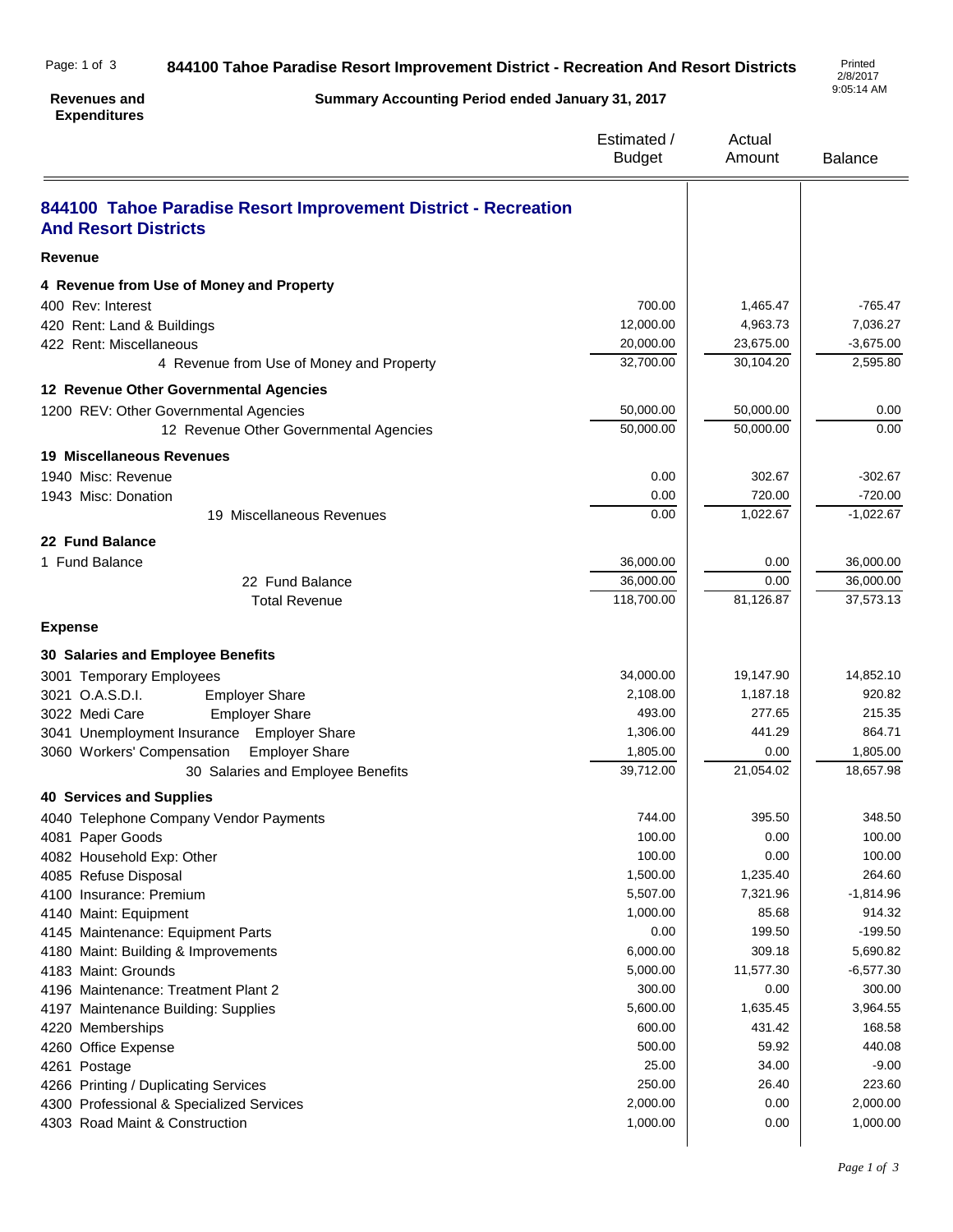# 844100 Tahoe Paradise Resort Improvement District - Recreation And Resort Districts

**Revenues and Expenditures**

**Summary Accounting Period ended January 31, 2017**

Printed 2/8/2017 9:05:14 AM

| | Estimated / Budget | Actual Amount | Balance |
|---|---|---|---|
| **844100 Tahoe Paradise Resort Improvement District - Recreation And Resort Districts** | | | |
| **Revenue** | | | |
| **4 Revenue from Use of Money and Property** | | | |
| 400 Rev: Interest | 700.00 | 1,465.47 | -765.47 |
| 420 Rent: Land & Buildings | 12,000.00 | 4,963.73 | 7,036.27 |
| 422 Rent: Miscellaneous | 20,000.00 | 23,675.00 | -3,675.00 |
| 4 Revenue from Use of Money and Property | 32,700.00 | 30,104.20 | 2,595.80 |
| **12 Revenue Other Governmental Agencies** | | | |
| 1200 REV: Other Governmental Agencies | 50,000.00 | 50,000.00 | 0.00 |
| 12 Revenue Other Governmental Agencies | 50,000.00 | 50,000.00 | 0.00 |
| **19 Miscellaneous Revenues** | | | |
| 1940 Misc: Revenue | 0.00 | 302.67 | -302.67 |
| 1943 Misc: Donation | 0.00 | 720.00 | -720.00 |
| 19 Miscellaneous Revenues | 0.00 | 1,022.67 | -1,022.67 |
| **22 Fund Balance** | | | |
| 1 Fund Balance | 36,000.00 | 0.00 | 36,000.00 |
| 22 Fund Balance | 36,000.00 | 0.00 | 36,000.00 |
| Total Revenue | 118,700.00 | 81,126.87 | 37,573.13 |
| **Expense** | | | |
| **30 Salaries and Employee Benefits** | | | |
| 3001 Temporary Employees | 34,000.00 | 19,147.90 | 14,852.10 |
| 3021 O.A.S.D.I. Employer Share | 2,108.00 | 1,187.18 | 920.82 |
| 3022 Medi Care Employer Share | 493.00 | 277.65 | 215.35 |
| 3041 Unemployment Insurance Employer Share | 1,306.00 | 441.29 | 864.71 |
| 3060 Workers' Compensation Employer Share | 1,805.00 | 0.00 | 1,805.00 |
| 30 Salaries and Employee Benefits | 39,712.00 | 21,054.02 | 18,657.98 |
| **40 Services and Supplies** | | | |
| 4040 Telephone Company Vendor Payments | 744.00 | 395.50 | 348.50 |
| 4081 Paper Goods | 100.00 | 0.00 | 100.00 |
| 4082 Household Exp: Other | 100.00 | 0.00 | 100.00 |
| 4085 Refuse Disposal | 1,500.00 | 1,235.40 | 264.60 |
| 4100 Insurance: Premium | 5,507.00 | 7,321.96 | -1,814.96 |
| 4140 Maint: Equipment | 1,000.00 | 85.68 | 914.32 |
| 4145 Maintenance: Equipment Parts | 0.00 | 199.50 | -199.50 |
| 4180 Maint: Building & Improvements | 6,000.00 | 309.18 | 5,690.82 |
| 4183 Maint: Grounds | 5,000.00 | 11,577.30 | -6,577.30 |
| 4196 Maintenance: Treatment Plant 2 | 300.00 | 0.00 | 300.00 |
| 4197 Maintenance Building: Supplies | 5,600.00 | 1,635.45 | 3,964.55 |
| 4220 Memberships | 600.00 | 431.42 | 168.58 |
| 4260 Office Expense | 500.00 | 59.92 | 440.08 |
| 4261 Postage | 25.00 | 34.00 | -9.00 |
| 4266 Printing / Duplicating Services | 250.00 | 26.40 | 223.60 |
| 4300 Professional & Specialized Services | 2,000.00 | 0.00 | 2,000.00 |
| 4303 Road Maint & Construction | 1,000.00 | 0.00 | 1,000.00 |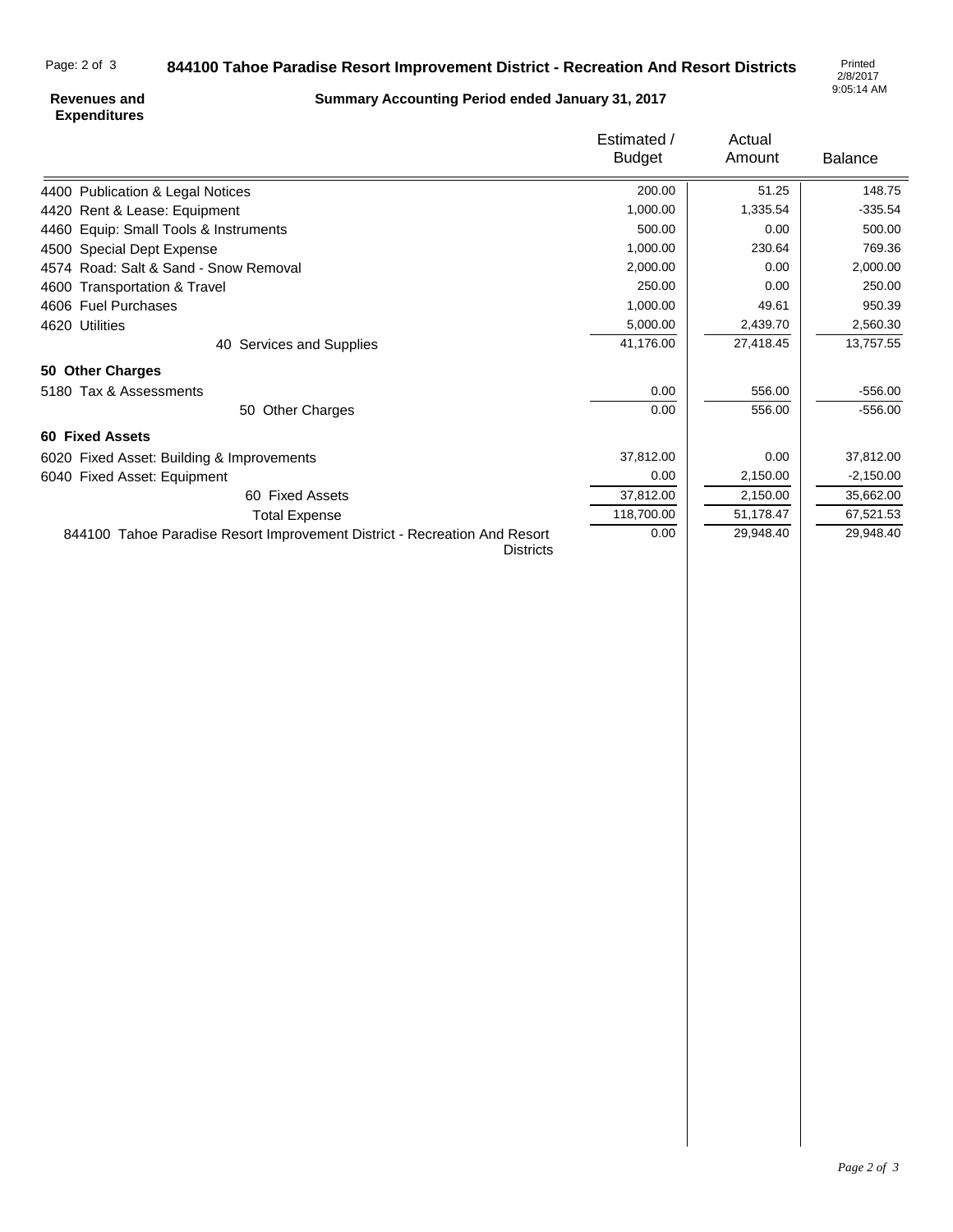# 844100 Tahoe Paradise Resort Improvement District - Recreation And Resort Districts

**Revenues and Expenditures**

**Summary Accounting Period ended January 31, 2017**

Printed 2/8/2017 9:05:14 AM

| | Estimated / Budget | Actual Amount | Balance |
|---|---|---|---|
| 4400 Publication & Legal Notices | 200.00 | 51.25 | 148.75 |
| 4420 Rent & Lease: Equipment | 1,000.00 | 1,335.54 | -335.54 |
| 4460 Equip: Small Tools & Instruments | 500.00 | 0.00 | 500.00 |
| 4500 Special Dept Expense | 1,000.00 | 230.64 | 769.36 |
| 4574 Road: Salt & Sand - Snow Removal | 2,000.00 | 0.00 | 2,000.00 |
| 4600 Transportation & Travel | 250.00 | 0.00 | 250.00 |
| 4606 Fuel Purchases | 1,000.00 | 49.61 | 950.39 |
| 4620 Utilities | 5,000.00 | 2,439.70 | 2,560.30 |
| 40 Services and Supplies | 41,176.00 | 27,418.45 | 13,757.55 |
| **50 Other Charges** | | | |
| 5180 Tax & Assessments | 0.00 | 556.00 | -556.00 |
| 50 Other Charges | 0.00 | 556.00 | -556.00 |
| **60 Fixed Assets** | | | |
| 6020 Fixed Asset: Building & Improvements | 37,812.00 | 0.00 | 37,812.00 |
| 6040 Fixed Asset: Equipment | 0.00 | 2,150.00 | -2,150.00 |
| 60 Fixed Assets | 37,812.00 | 2,150.00 | 35,662.00 |
| Total Expense | 118,700.00 | 51,178.47 | 67,521.53 |
| 844100 Tahoe Paradise Resort Improvement District - Recreation And Resort Districts | 0.00 | 29,948.40 | 29,948.40 |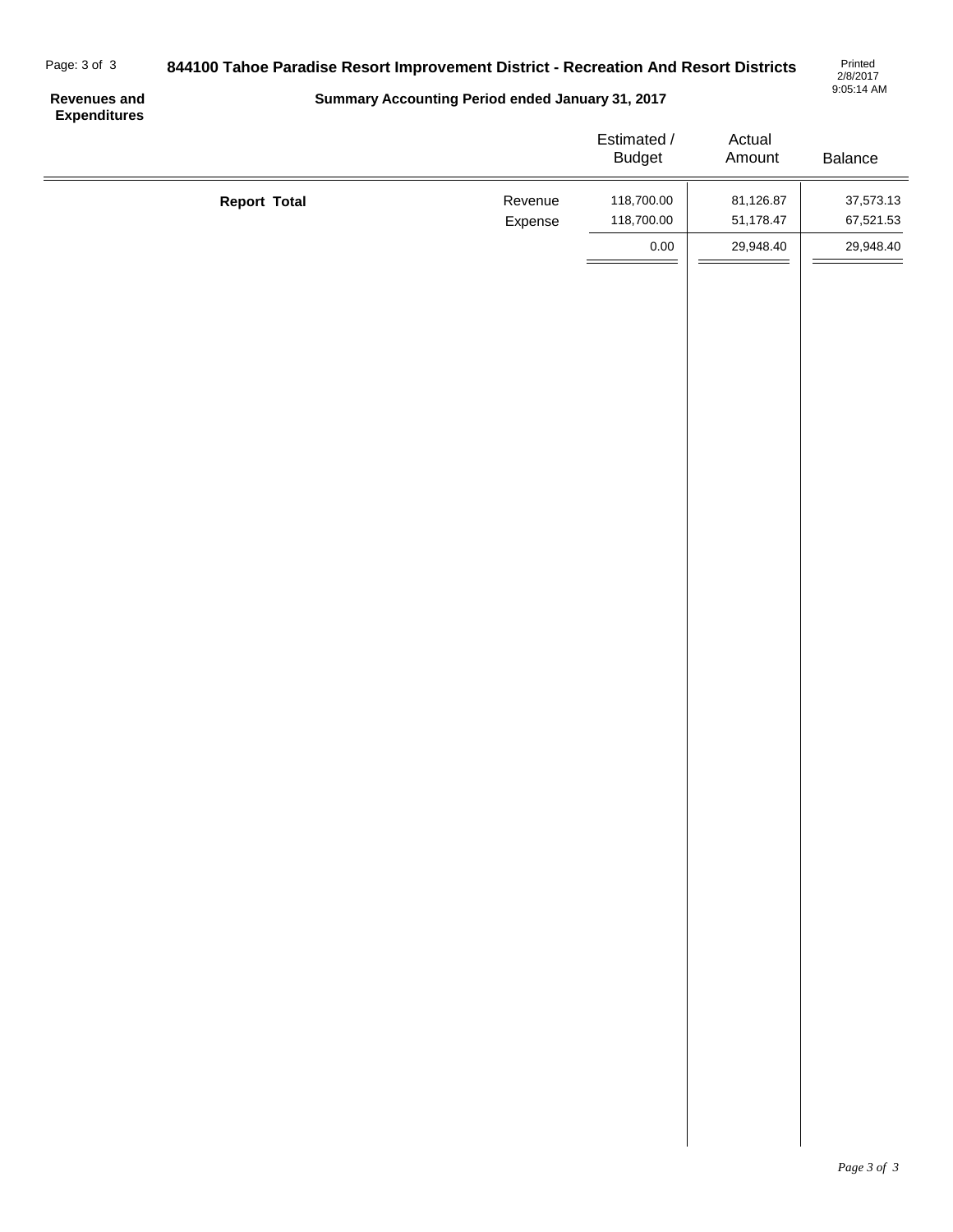# 844100 Tahoe Paradise Resort Improvement District - Recreation And Resort Districts

**Revenues and Expenditures**

**Summary Accounting Period ended January 31, 2017**

Printed 2/8/2017 9:05:14 AM

| | | Estimated / Budget | Actual Amount | Balance |
|---|---|---|---|---|
| **Report Total** | Revenue | 118,700.00 | 81,126.87 | 37,573.13 |
| | Expense | 118,700.00 | 51,178.47 | 67,521.53 |
| | | 0.00 | 29,948.40 | 29,948.40 |